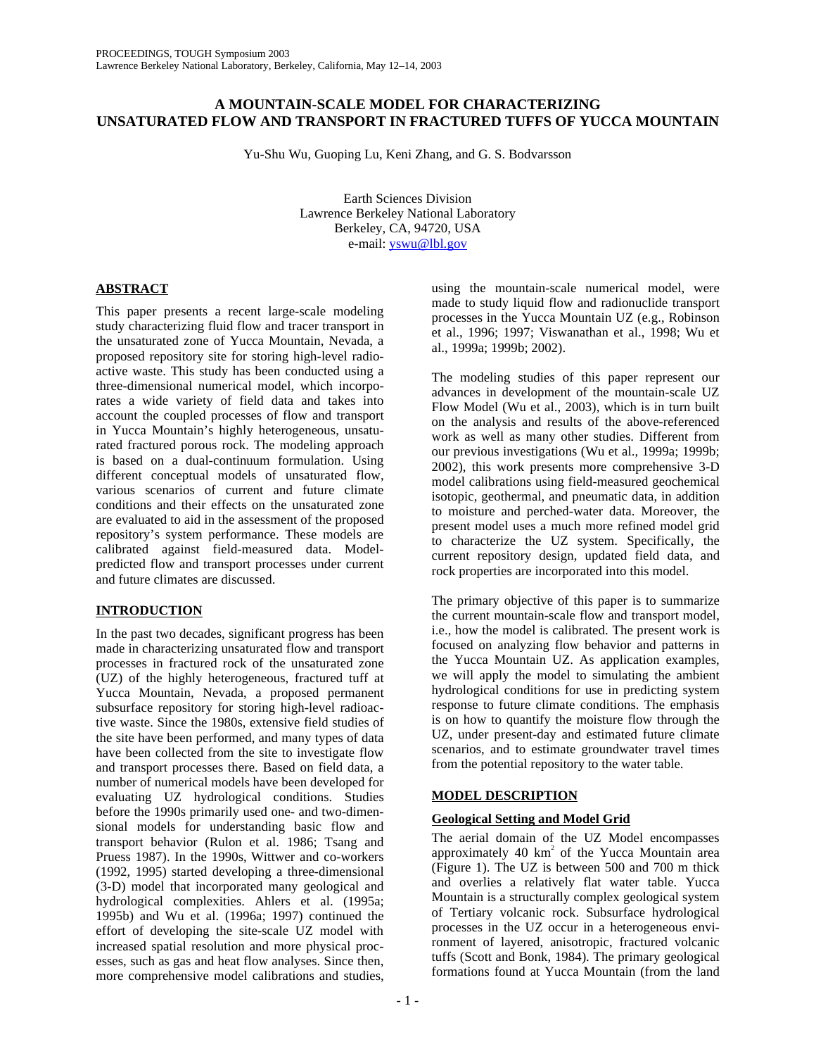# A MOUNTAIN-SCALE MODEL FOR CHARACTERIZING UNSATURATED FLOW AND TRANSPORT IN FRACTURED TUFFS OF YUCCA MOUNTAIN

Yu-Shu Wu, Guoping Lu, Keni Zhang, and G. S. Bodvarsson

Earth Sciences Division
Lawrence Berkeley National Laboratory
Berkeley, CA, 94720, USA
e-mail: yswu@lbl.gov

## ABSTRACT

This paper presents a recent large-scale modeling study characterizing fluid flow and tracer transport in the unsaturated zone of Yucca Mountain, Nevada, a proposed repository site for storing high-level radioactive waste. This study has been conducted using a three-dimensional numerical model, which incorporates a wide variety of field data and takes into account the coupled processes of flow and transport in Yucca Mountain's highly heterogeneous, unsaturated fractured porous rock. The modeling approach is based on a dual-continuum formulation. Using different conceptual models of unsaturated flow, various scenarios of current and future climate conditions and their effects on the unsaturated zone are evaluated to aid in the assessment of the proposed repository's system performance. These models are calibrated against field-measured data. Model-predicted flow and transport processes under current and future climates are discussed.

## INTRODUCTION

In the past two decades, significant progress has been made in characterizing unsaturated flow and transport processes in fractured rock of the unsaturated zone (UZ) of the highly heterogeneous, fractured tuff at Yucca Mountain, Nevada, a proposed permanent subsurface repository for storing high-level radioactive waste. Since the 1980s, extensive field studies of the site have been performed, and many types of data have been collected from the site to investigate flow and transport processes there. Based on field data, a number of numerical models have been developed for evaluating UZ hydrological conditions. Studies before the 1990s primarily used one- and two-dimensional models for understanding basic flow and transport behavior (Rulon et al. 1986; Tsang and Pruess 1987). In the 1990s, Wittwer and co-workers (1992, 1995) started developing a three-dimensional (3-D) model that incorporated many geological and hydrological complexities. Ahlers et al. (1995a; 1995b) and Wu et al. (1996a; 1997) continued the effort of developing the site-scale UZ model with increased spatial resolution and more physical processes, such as gas and heat flow analyses. Since then, more comprehensive model calibrations and studies, using the mountain-scale numerical model, were made to study liquid flow and radionuclide transport processes in the Yucca Mountain UZ (e.g., Robinson et al., 1996; 1997; Viswanathan et al., 1998; Wu et al., 1999a; 1999b; 2002).

The modeling studies of this paper represent our advances in development of the mountain-scale UZ Flow Model (Wu et al., 2003), which is in turn built on the analysis and results of the above-referenced work as well as many other studies. Different from our previous investigations (Wu et al., 1999a; 1999b; 2002), this work presents more comprehensive 3-D model calibrations using field-measured geochemical isotopic, geothermal, and pneumatic data, in addition to moisture and perched-water data. Moreover, the present model uses a much more refined model grid to characterize the UZ system. Specifically, the current repository design, updated field data, and rock properties are incorporated into this model.

The primary objective of this paper is to summarize the current mountain-scale flow and transport model, i.e., how the model is calibrated. The present work is focused on analyzing flow behavior and patterns in the Yucca Mountain UZ. As application examples, we will apply the model to simulating the ambient hydrological conditions for use in predicting system response to future climate conditions. The emphasis is on how to quantify the moisture flow through the UZ, under present-day and estimated future climate scenarios, and to estimate groundwater travel times from the potential repository to the water table.

## MODEL DESCRIPTION

### Geological Setting and Model Grid

The aerial domain of the UZ Model encompasses approximately 40 km$^2$ of the Yucca Mountain area (Figure 1). The UZ is between 500 and 700 m thick and overlies a relatively flat water table. Yucca Mountain is a structurally complex geological system of Tertiary volcanic rock. Subsurface hydrological processes in the UZ occur in a heterogeneous environment of layered, anisotropic, fractured volcanic tuffs (Scott and Bonk, 1984). The primary geological formations found at Yucca Mountain (from the land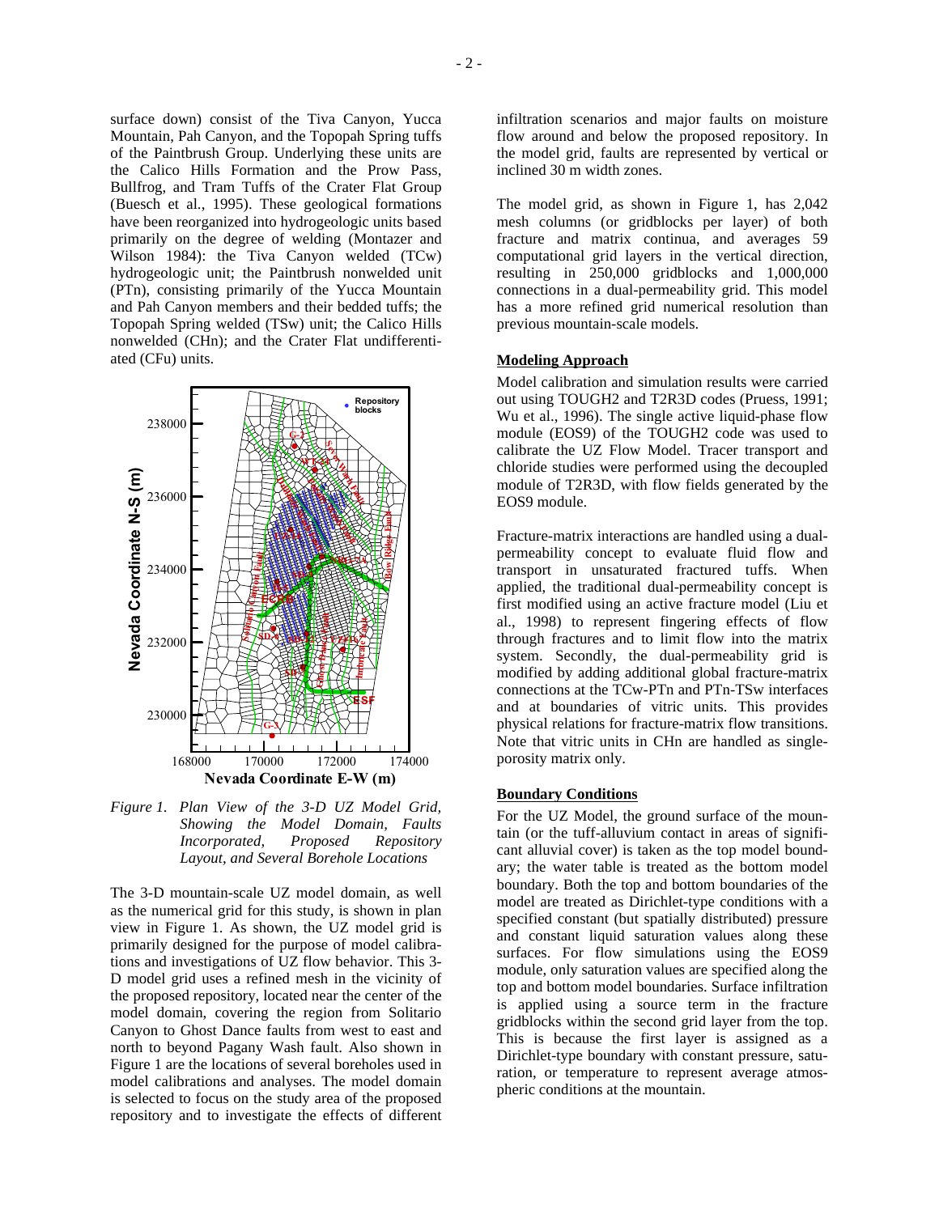surface down) consist of the Tiva Canyon, Yucca Mountain, Pah Canyon, and the Topopah Spring tuffs of the Paintbrush Group. Underlying these units are the Calico Hills Formation and the Prow Pass, Bullfrog, and Tram Tuffs of the Crater Flat Group (Buesch et al., 1995). These geological formations have been reorganized into hydrogeologic units based primarily on the degree of welding (Montazer and Wilson 1984): the Tiva Canyon welded (TCw) hydrogeologic unit; the Paintbrush nonwelded unit (PTn), consisting primarily of the Yucca Mountain and Pah Canyon members and their bedded tuffs; the Topopah Spring welded (TSw) unit; the Calico Hills nonwelded (CHn); and the Crater Flat undifferentiated (CFu) units.

*Figure 1. Plan View of the 3-D UZ Model Grid, Showing the Model Domain, Faults Incorporated, Proposed Repository Layout, and Several Borehole Locations*

The 3-D mountain-scale UZ model domain, as well as the numerical grid for this study, is shown in plan view in Figure 1. As shown, the UZ model grid is primarily designed for the purpose of model calibrations and investigations of UZ flow behavior. This 3-D model grid uses a refined mesh in the vicinity of the proposed repository, located near the center of the model domain, covering the region from Solitario Canyon to Ghost Dance faults from west to east and north to beyond Pagany Wash fault. Also shown in Figure 1 are the locations of several boreholes used in model calibrations and analyses. The model domain is selected to focus on the study area of the proposed repository and to investigate the effects of different infiltration scenarios and major faults on moisture flow around and below the proposed repository. In the model grid, faults are represented by vertical or inclined 30 m width zones.

The model grid, as shown in Figure 1, has 2,042 mesh columns (or gridblocks per layer) of both fracture and matrix continua, and averages 59 computational grid layers in the vertical direction, resulting in 250,000 gridblocks and 1,000,000 connections in a dual-permeability grid. This model has a more refined grid numerical resolution than previous mountain-scale models.

## Modeling Approach

Model calibration and simulation results were carried out using TOUGH2 and T2R3D codes (Pruess, 1991; Wu et al., 1996). The single active liquid-phase flow module (EOS9) of the TOUGH2 code was used to calibrate the UZ Flow Model. Tracer transport and chloride studies were performed using the decoupled module of T2R3D, with flow fields generated by the EOS9 module.

Fracture-matrix interactions are handled using a dual-permeability concept to evaluate fluid flow and transport in unsaturated fractured tuffs. When applied, the traditional dual-permeability concept is first modified using an active fracture model (Liu et al., 1998) to represent fingering effects of flow through fractures and to limit flow into the matrix system. Secondly, the dual-permeability grid is modified by adding additional global fracture-matrix connections at the TCw-PTn and PTn-TSw interfaces and at boundaries of vitric units. This provides physical relations for fracture-matrix flow transitions. Note that vitric units in CHn are handled as single-porosity matrix only.

## Boundary Conditions

For the UZ Model, the ground surface of the mountain (or the tuff-alluvium contact in areas of significant alluvial cover) is taken as the top model boundary; the water table is treated as the bottom model boundary. Both the top and bottom boundaries of the model are treated as Dirichlet-type conditions with a specified constant (but spatially distributed) pressure and constant liquid saturation values along these surfaces. For flow simulations using the EOS9 module, only saturation values are specified along the top and bottom model boundaries. Surface infiltration is applied using a source term in the fracture gridblocks within the second grid layer from the top. This is because the first layer is assigned as a Dirichlet-type boundary with constant pressure, saturation, or temperature to represent average atmospheric conditions at the mountain.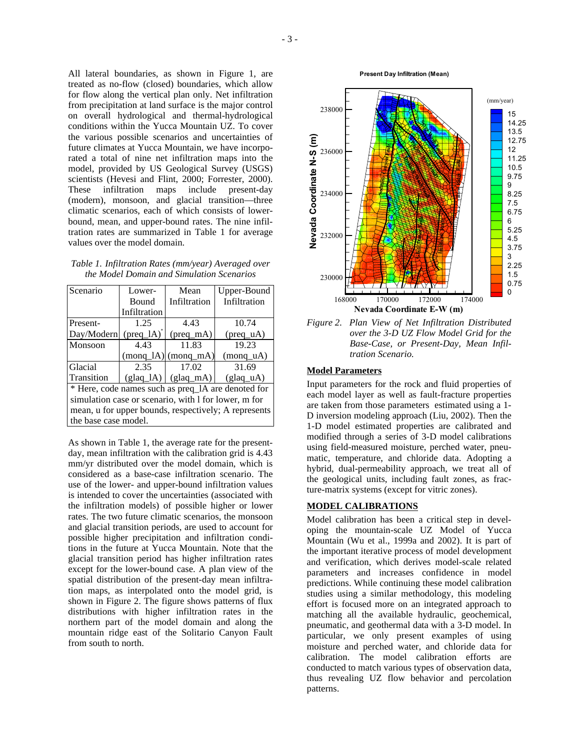All lateral boundaries, as shown in Figure 1, are treated as no-flow (closed) boundaries, which allow for flow along the vertical plan only. Net infiltration from precipitation at land surface is the major control on overall hydrological and thermal-hydrological conditions within the Yucca Mountain UZ. To cover the various possible scenarios and uncertainties of future climates at Yucca Mountain, we have incorporated a total of nine net infiltration maps into the model, provided by US Geological Survey (USGS) scientists (Hevesi and Flint, 2000; Forrester, 2000). These infiltration maps include present-day (modern), monsoon, and glacial transition—three climatic scenarios, each of which consists of lower-bound, mean, and upper-bound rates. The nine infiltration rates are summarized in Table 1 for average values over the model domain.

*Table 1. Infiltration Rates (mm/year) Averaged over the Model Domain and Simulation Scenarios*

| Scenario | Lower-Bound Infiltration | Mean Infiltration | Upper-Bound Infiltration |
|---|---|---|---|
| Present-Day/Modern | 1.25 (preq_lA)* | 4.43 (preq_mA) | 10.74 (preq_uA) |
| Monsoon | 4.43 (monq_lA) | 11.83 (monq_mA) | 19.23 (monq_uA) |
| Glacial Transition | 2.35 (glaq_lA) | 17.02 (glaq_mA) | 31.69 (glaq_uA) |

\* Here, code names such as preq_lA are denoted for simulation case or scenario, with l for lower, m for mean, u for upper bounds, respectively; A represents the base case model.

As shown in Table 1, the average rate for the present-day, mean infiltration with the calibration grid is 4.43 mm/yr distributed over the model domain, which is considered as a base-case infiltration scenario. The use of the lower- and upper-bound infiltration values is intended to cover the uncertainties (associated with the infiltration models) of possible higher or lower rates. The two future climatic scenarios, the monsoon and glacial transition periods, are used to account for possible higher precipitation and infiltration conditions in the future at Yucca Mountain. Note that the glacial transition period has higher infiltration rates except for the lower-bound case. A plan view of the spatial distribution of the present-day mean infiltration maps, as interpolated onto the model grid, is shown in Figure 2. The figure shows patterns of flux distributions with higher infiltration rates in the northern part of the model domain and along the mountain ridge east of the Solitario Canyon Fault from south to north.

*Figure 2. Plan View of Net Infiltration Distributed over the 3-D UZ Flow Model Grid for the Base-Case, or Present-Day, Mean Infiltration Scenario.*

## Model Parameters

Input parameters for the rock and fluid properties of each model layer as well as fault-fracture properties are taken from those parameters estimated using a 1-D inversion modeling approach (Liu, 2002). Then the 1-D model estimated properties are calibrated and modified through a series of 3-D model calibrations using field-measured moisture, perched water, pneumatic, temperature, and chloride data. Adopting a hybrid, dual-permeability approach, we treat all of the geological units, including fault zones, as fracture-matrix systems (except for vitric zones).

## MODEL CALIBRATIONS

Model calibration has been a critical step in developing the mountain-scale UZ Model of Yucca Mountain (Wu et al., 1999a and 2002). It is part of the important iterative process of model development and verification, which derives model-scale related parameters and increases confidence in model predictions. While continuing these model calibration studies using a similar methodology, this modeling effort is focused more on an integrated approach to matching all the available hydraulic, geochemical, pneumatic, and geothermal data with a 3-D model. In particular, we only present examples of using moisture and perched water, and chloride data for calibration. The model calibration efforts are conducted to match various types of observation data, thus revealing UZ flow behavior and percolation patterns.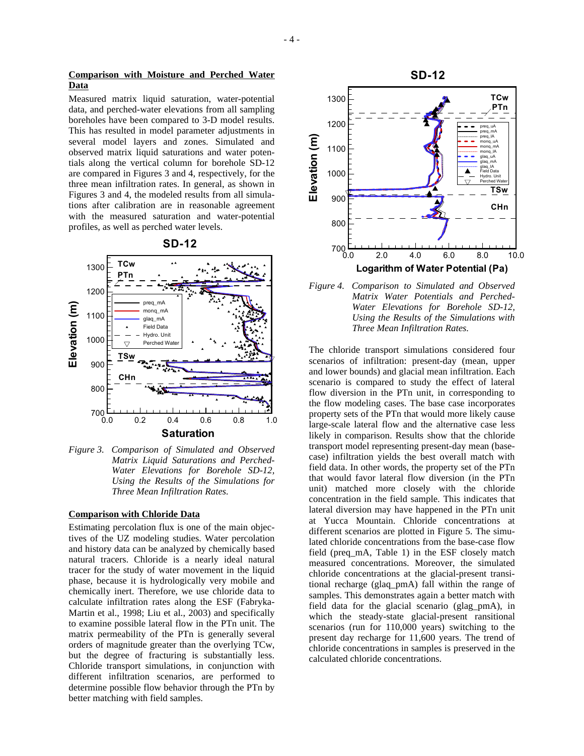### Comparison with Moisture and Perched Water Data

Measured matrix liquid saturation, water-potential data, and perched-water elevations from all sampling boreholes have been compared to 3-D model results. This has resulted in model parameter adjustments in several model layers and zones. Simulated and observed matrix liquid saturations and water potentials along the vertical column for borehole SD-12 are compared in Figures 3 and 4, respectively, for the three mean infiltration rates. In general, as shown in Figures 3 and 4, the modeled results from all simulations after calibration are in reasonable agreement with the measured saturation and water-potential profiles, as well as perched water levels.

*Figure 3. Comparison of Simulated and Observed Matrix Liquid Saturations and Perched-Water Elevations for Borehole SD-12, Using the Results of the Simulations for Three Mean Infiltration Rates.*

### Comparison with Chloride Data

Estimating percolation flux is one of the main objectives of the UZ modeling studies. Water percolation and history data can be analyzed by chemically based natural tracers. Chloride is a nearly ideal natural tracer for the study of water movement in the liquid phase, because it is hydrologically very mobile and chemically inert. Therefore, we use chloride data to calculate infiltration rates along the ESF (Fabryka-Martin et al., 1998; Liu et al., 2003) and specifically to examine possible lateral flow in the PTn unit. The matrix permeability of the PTn is generally several orders of magnitude greater than the overlying TCw, but the degree of fracturing is substantially less. Chloride transport simulations, in conjunction with different infiltration scenarios, are performed to determine possible flow behavior through the PTn by better matching with field samples.

*Figure 4. Comparison to Simulated and Observed Matrix Water Potentials and Perched-Water Elevations for Borehole SD-12, Using the Results of the Simulations with Three Mean Infiltration Rates.*

The chloride transport simulations considered four scenarios of infiltration: present-day (mean, upper and lower bounds) and glacial mean infiltration. Each scenario is compared to study the effect of lateral flow diversion in the PTn unit, in corresponding to the flow modeling cases. The base case incorporates property sets of the PTn that would more likely cause large-scale lateral flow and the alternative case less likely in comparison. Results show that the chloride transport model representing present-day mean (base-case) infiltration yields the best overall match with field data. In other words, the property set of the PTn that would favor lateral flow diversion (in the PTn unit) matched more closely with the chloride concentration in the field sample. This indicates that lateral diversion may have happened in the PTn unit at Yucca Mountain. Chloride concentrations at different scenarios are plotted in Figure 5. The simulated chloride concentrations from the base-case flow field (preq_mA, Table 1) in the ESF closely match measured concentrations. Moreover, the simulated chloride concentrations at the glacial-present transitional recharge (glaq_pmA) fall within the range of samples. This demonstrates again a better match with field data for the glacial scenario (glag_pmA), in which the steady-state glacial-present ransitional scenarios (run for 110,000 years) switching to the present day recharge for 11,600 years. The trend of chloride concentrations in samples is preserved in the calculated chloride concentrations.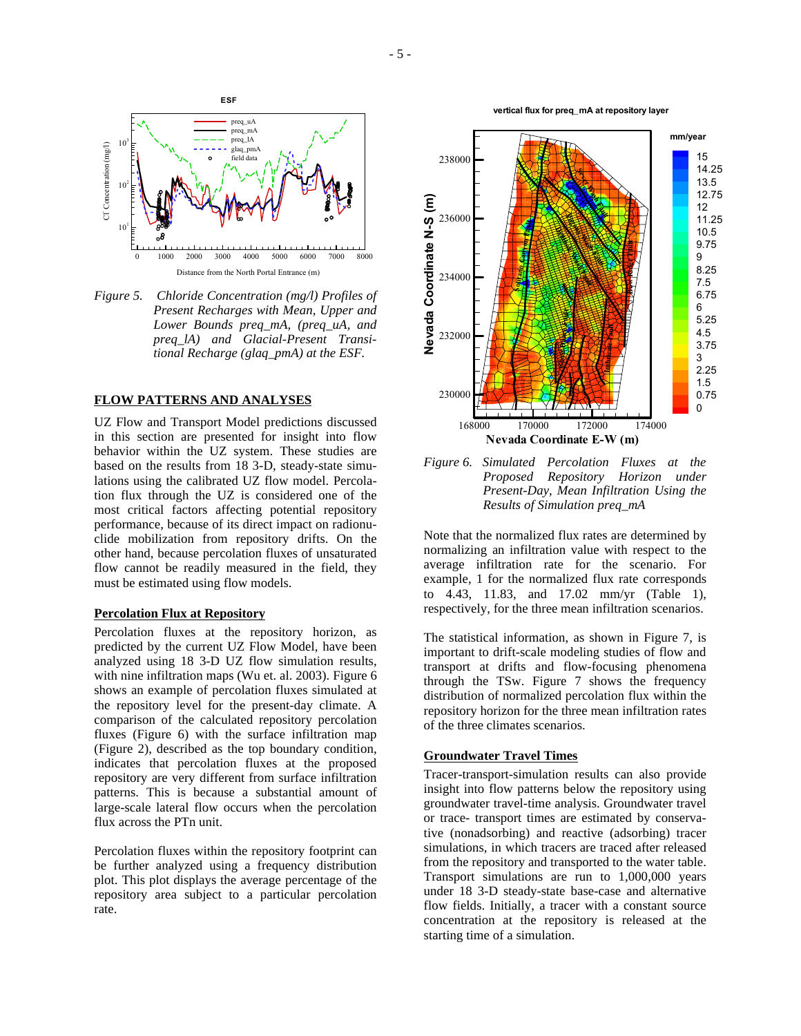*Figure 5. Chloride Concentration (mg/l) Profiles of Present Recharges with Mean, Upper and Lower Bounds preq_mA, (preq_uA, and preq_lA) and Glacial-Present Transitional Recharge (glaq_pmA) at the ESF.*

## FLOW PATTERNS AND ANALYSES

UZ Flow and Transport Model predictions discussed in this section are presented for insight into flow behavior within the UZ system. These studies are based on the results from 18 3-D, steady-state simulations using the calibrated UZ flow model. Percolation flux through the UZ is considered one of the most critical factors affecting potential repository performance, because of its direct impact on radionuclide mobilization from repository drifts. On the other hand, because percolation fluxes of unsaturated flow cannot be readily measured in the field, they must be estimated using flow models.

### Percolation Flux at Repository

Percolation fluxes at the repository horizon, as predicted by the current UZ Flow Model, have been analyzed using 18 3-D UZ flow simulation results, with nine infiltration maps (Wu et. al. 2003). Figure 6 shows an example of percolation fluxes simulated at the repository level for the present-day climate. A comparison of the calculated repository percolation fluxes (Figure 6) with the surface infiltration map (Figure 2), described as the top boundary condition, indicates that percolation fluxes at the proposed repository are very different from surface infiltration patterns. This is because a substantial amount of large-scale lateral flow occurs when the percolation flux across the PTn unit.

Percolation fluxes within the repository footprint can be further analyzed using a frequency distribution plot. This plot displays the average percentage of the repository area subject to a particular percolation rate.

*Figure 6. Simulated Percolation Fluxes at the Proposed Repository Horizon under Present-Day, Mean Infiltration Using the Results of Simulation preq_mA*

Note that the normalized flux rates are determined by normalizing an infiltration value with respect to the average infiltration rate for the scenario. For example, 1 for the normalized flux rate corresponds to 4.43, 11.83, and 17.02 mm/yr (Table 1), respectively, for the three mean infiltration scenarios.

The statistical information, as shown in Figure 7, is important to drift-scale modeling studies of flow and transport at drifts and flow-focusing phenomena through the TSw. Figure 7 shows the frequency distribution of normalized percolation flux within the repository horizon for the three mean infiltration rates of the three climates scenarios.

### Groundwater Travel Times

Tracer-transport-simulation results can also provide insight into flow patterns below the repository using groundwater travel-time analysis. Groundwater travel or trace- transport times are estimated by conservative (nonadsorbing) and reactive (adsorbing) tracer simulations, in which tracers are traced after released from the repository and transported to the water table. Transport simulations are run to 1,000,000 years under 18 3-D steady-state base-case and alternative flow fields. Initially, a tracer with a constant source concentration at the repository is released at the starting time of a simulation.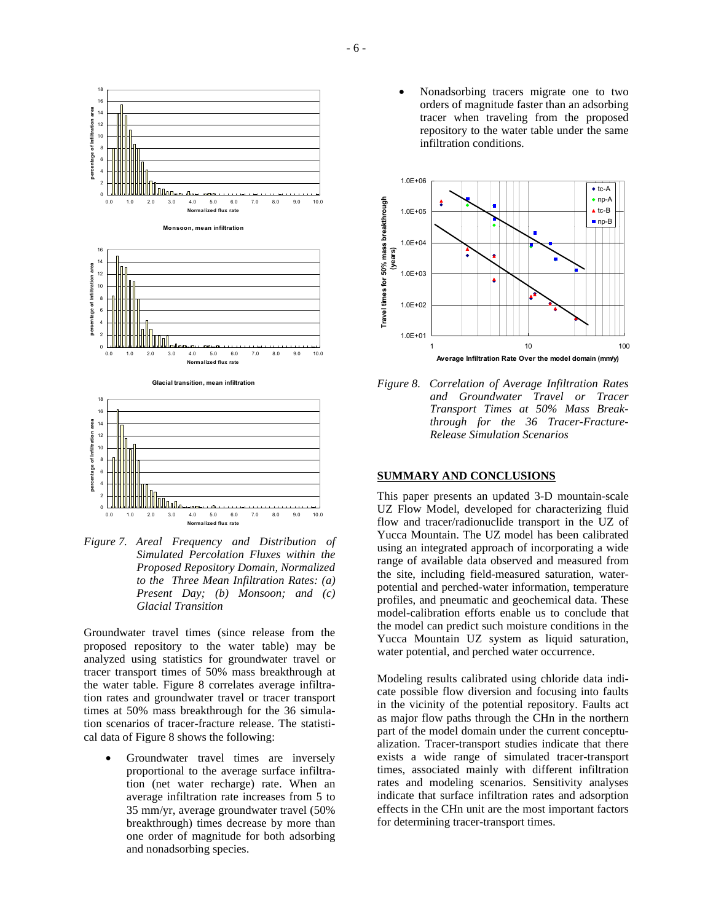*Figure 7. Areal Frequency and Distribution of Simulated Percolation Fluxes within the Proposed Repository Domain, Normalized to the Three Mean Infiltration Rates: (a) Present Day; (b) Monsoon; and (c) Glacial Transition*

Groundwater travel times (since release from the proposed repository to the water table) may be analyzed using statistics for groundwater travel or tracer transport times of 50% mass breakthrough at the water table. Figure 8 correlates average infiltration rates and groundwater travel or tracer transport times at 50% mass breakthrough for the 36 simulation scenarios of tracer-fracture release. The statistical data of Figure 8 shows the following:

- Groundwater travel times are inversely proportional to the average surface infiltration (net water recharge) rate. When an average infiltration rate increases from 5 to 35 mm/yr, average groundwater travel (50% breakthrough) times decrease by more than one order of magnitude for both adsorbing and nonadsorbing species.
- Nonadsorbing tracers migrate one to two orders of magnitude faster than an adsorbing tracer when traveling from the proposed repository to the water table under the same infiltration conditions.

*Figure 8. Correlation of Average Infiltration Rates and Groundwater Travel or Tracer Transport Times at 50% Mass Breakthrough for the 36 Tracer-Fracture-Release Simulation Scenarios*

## SUMMARY AND CONCLUSIONS

This paper presents an updated 3-D mountain-scale UZ Flow Model, developed for characterizing fluid flow and tracer/radionuclide transport in the UZ of Yucca Mountain. The UZ model has been calibrated using an integrated approach of incorporating a wide range of available data observed and measured from the site, including field-measured saturation, water-potential and perched-water information, temperature profiles, and pneumatic and geochemical data. These model-calibration efforts enable us to conclude that the model can predict such moisture conditions in the Yucca Mountain UZ system as liquid saturation, water potential, and perched water occurrence.

Modeling results calibrated using chloride data indicate possible flow diversion and focusing into faults in the vicinity of the potential repository. Faults act as major flow paths through the CHn in the northern part of the model domain under the current conceptualization. Tracer-transport studies indicate that there exists a wide range of simulated tracer-transport times, associated mainly with different infiltration rates and modeling scenarios. Sensitivity analyses indicate that surface infiltration rates and adsorption effects in the CHn unit are the most important factors for determining tracer-transport times.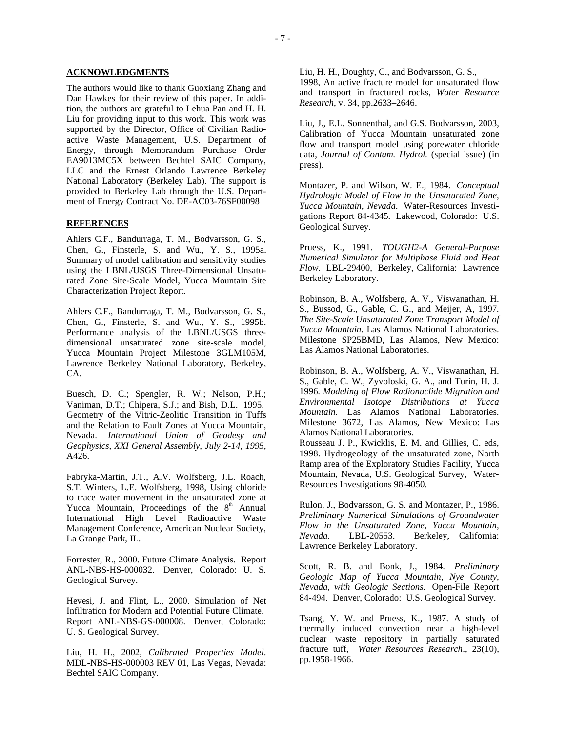## ACKNOWLEDGMENTS

The authors would like to thank Guoxiang Zhang and Dan Hawkes for their review of this paper. In addition, the authors are grateful to Lehua Pan and H. H. Liu for providing input to this work. This work was supported by the Director, Office of Civilian Radioactive Waste Management, U.S. Department of Energy, through Memorandum Purchase Order EA9013MC5X between Bechtel SAIC Company, LLC and the Ernest Orlando Lawrence Berkeley National Laboratory (Berkeley Lab). The support is provided to Berkeley Lab through the U.S. Department of Energy Contract No. DE-AC03-76SF00098

## REFERENCES

Ahlers C.F., Bandurraga, T. M., Bodvarsson, G. S., Chen, G., Finsterle, S. and Wu., Y. S., 1995a. Summary of model calibration and sensitivity studies using the LBNL/USGS Three-Dimensional Unsaturated Zone Site-Scale Model, Yucca Mountain Site Characterization Project Report.

Ahlers C.F., Bandurraga, T. M., Bodvarsson, G. S., Chen, G., Finsterle, S. and Wu., Y. S., 1995b. Performance analysis of the LBNL/USGS three-dimensional unsaturated zone site-scale model, Yucca Mountain Project Milestone 3GLM105M, Lawrence Berkeley National Laboratory, Berkeley, CA.

Buesch, D. C.; Spengler, R. W.; Nelson, P.H.; Vaniman, D.T.; Chipera, S.J.; and Bish, D.L. 1995. Geometry of the Vitric-Zeolitic Transition in Tuffs and the Relation to Fault Zones at Yucca Mountain, Nevada. *International Union of Geodesy and Geophysics, XXI General Assembly, July 2-14, 1995,* A426.

Fabryka-Martin, J.T., A.V. Wolfsberg, J.L. Roach, S.T. Winters, L.E. Wolfsberg, 1998, Using chloride to trace water movement in the unsaturated zone at Yucca Mountain, Proceedings of the 8th Annual International High Level Radioactive Waste Management Conference, American Nuclear Society, La Grange Park, IL.

Forrester, R., 2000. Future Climate Analysis. Report ANL-NBS-HS-000032. Denver, Colorado: U. S. Geological Survey.

Hevesi, J. and Flint, L., 2000. Simulation of Net Infiltration for Modern and Potential Future Climate. Report ANL-NBS-GS-000008. Denver, Colorado: U. S. Geological Survey.

Liu, H. H., 2002, *Calibrated Properties Model*. MDL-NBS-HS-000003 REV 01, Las Vegas, Nevada: Bechtel SAIC Company.

Liu, H. H., Doughty, C., and Bodvarsson, G. S., 1998, An active fracture model for unsaturated flow and transport in fractured rocks, *Water Resource Research*, v. 34, pp.2633–2646.

Liu, J., E.L. Sonnenthal, and G.S. Bodvarsson, 2003, Calibration of Yucca Mountain unsaturated zone flow and transport model using porewater chloride data, *Journal of Contam. Hydrol.* (special issue) (in press).

Montazer, P. and Wilson, W. E., 1984. *Conceptual Hydrologic Model of Flow in the Unsaturated Zone, Yucca Mountain, Nevada.* Water-Resources Investigations Report 84-4345. Lakewood, Colorado: U.S. Geological Survey.

Pruess, K., 1991. *TOUGH2-A General-Purpose Numerical Simulator for Multiphase Fluid and Heat Flow.* LBL-29400, Berkeley, California: Lawrence Berkeley Laboratory.

Robinson, B. A., Wolfsberg, A. V., Viswanathan, H. S., Bussod, G., Gable, C. G., and Meijer, A, 1997. *The Site-Scale Unsaturated Zone Transport Model of Yucca Mountain*. Las Alamos National Laboratories. Milestone SP25BMD, Las Alamos, New Mexico: Las Alamos National Laboratories.

Robinson, B. A., Wolfsberg, A. V., Viswanathan, H. S., Gable, C. W., Zyvoloski, G. A., and Turin, H. J. 1996. *Modeling of Flow Radionuclide Migration and Environmental Isotope Distributions at Yucca Mountain*. Las Alamos National Laboratories. Milestone 3672, Las Alamos, New Mexico: Las Alamos National Laboratories.

Rousseau J. P., Kwicklis, E. M. and Gillies, C. eds, 1998. Hydrogeology of the unsaturated zone, North Ramp area of the Exploratory Studies Facility, Yucca Mountain, Nevada, U.S. Geological Survey, Water-Resources Investigations 98-4050.

Rulon, J., Bodvarsson, G. S. and Montazer, P., 1986. *Preliminary Numerical Simulations of Groundwater Flow in the Unsaturated Zone, Yucca Mountain, Nevada*. LBL-20553. Berkeley, California: Lawrence Berkeley Laboratory.

Scott, R. B. and Bonk, J., 1984. *Preliminary Geologic Map of Yucca Mountain, Nye County, Nevada, with Geologic Sections*. Open-File Report 84-494. Denver, Colorado: U.S. Geological Survey.

Tsang, Y. W. and Pruess, K., 1987. A study of thermally induced convection near a high-level nuclear waste repository in partially saturated fracture tuff, *Water Resources Research*., 23(10), pp.1958-1966.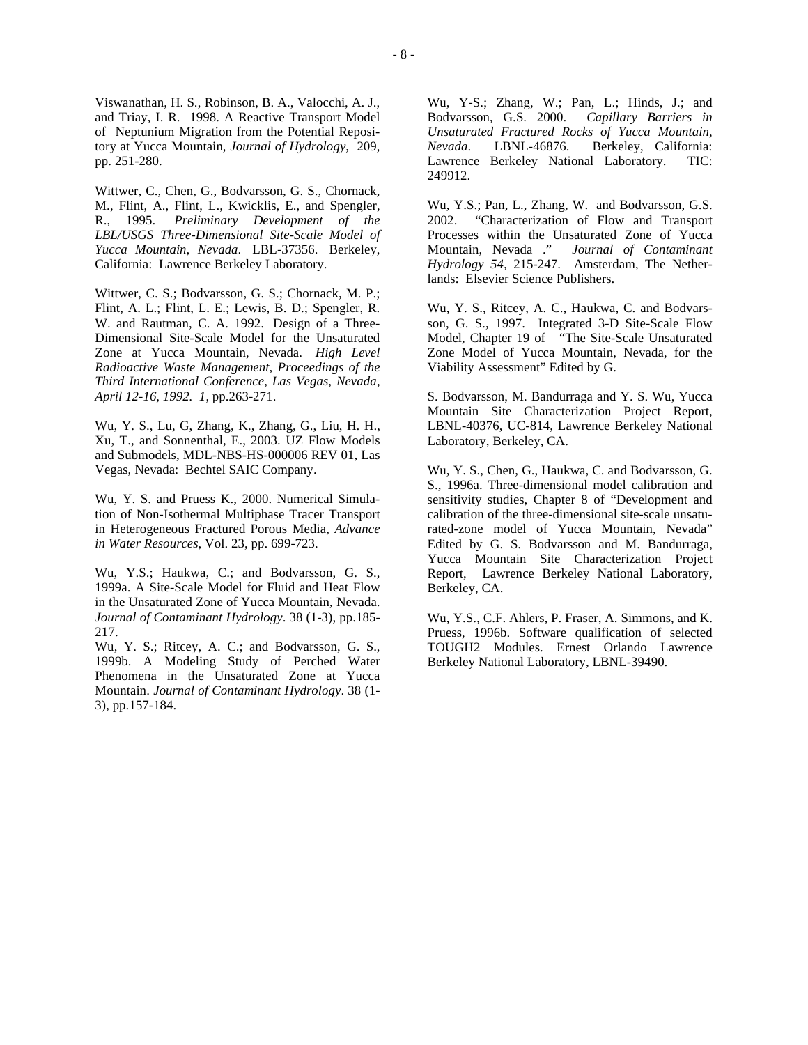Viswanathan, H. S., Robinson, B. A., Valocchi, A. J., and Triay, I. R. 1998. A Reactive Transport Model of Neptunium Migration from the Potential Repository at Yucca Mountain, *Journal of Hydrology*, 209, pp. 251-280.

Wittwer, C., Chen, G., Bodvarsson, G. S., Chornack, M., Flint, A., Flint, L., Kwicklis, E., and Spengler, R., 1995. *Preliminary Development of the LBL/USGS Three-Dimensional Site-Scale Model of Yucca Mountain, Nevada*. LBL-37356. Berkeley, California: Lawrence Berkeley Laboratory.

Wittwer, C. S.; Bodvarsson, G. S.; Chornack, M. P.; Flint, A. L.; Flint, L. E.; Lewis, B. D.; Spengler, R. W. and Rautman, C. A. 1992. Design of a Three-Dimensional Site-Scale Model for the Unsaturated Zone at Yucca Mountain, Nevada. *High Level Radioactive Waste Management, Proceedings of the Third International Conference, Las Vegas, Nevada, April 12-16, 1992. 1*, pp.263-271.

Wu, Y. S., Lu, G, Zhang, K., Zhang, G., Liu, H. H., Xu, T., and Sonnenthal, E., 2003. UZ Flow Models and Submodels, MDL-NBS-HS-000006 REV 01, Las Vegas, Nevada: Bechtel SAIC Company.

Wu, Y. S. and Pruess K., 2000. Numerical Simulation of Non-Isothermal Multiphase Tracer Transport in Heterogeneous Fractured Porous Media, *Advance in Water Resources*, Vol. 23, pp. 699-723.

Wu, Y.S.; Haukwa, C.; and Bodvarsson, G. S., 1999a. A Site-Scale Model for Fluid and Heat Flow in the Unsaturated Zone of Yucca Mountain, Nevada. *Journal of Contaminant Hydrology*. 38 (1-3), pp.185-217.

Wu, Y. S.; Ritcey, A. C.; and Bodvarsson, G. S., 1999b. A Modeling Study of Perched Water Phenomena in the Unsaturated Zone at Yucca Mountain. *Journal of Contaminant Hydrology*. 38 (1-3), pp.157-184.

Wu, Y-S.; Zhang, W.; Pan, L.; Hinds, J.; and Bodvarsson, G.S. 2000. *Capillary Barriers in Unsaturated Fractured Rocks of Yucca Mountain, Nevada*. LBNL-46876. Berkeley, California: Lawrence Berkeley National Laboratory. TIC: 249912.

Wu, Y.S.; Pan, L., Zhang, W. and Bodvarsson, G.S. 2002. "Characterization of Flow and Transport Processes within the Unsaturated Zone of Yucca Mountain, Nevada ." *Journal of Contaminant Hydrology 54*, 215-247. Amsterdam, The Netherlands: Elsevier Science Publishers.

Wu, Y. S., Ritcey, A. C., Haukwa, C. and Bodvarsson, G. S., 1997. Integrated 3-D Site-Scale Flow Model, Chapter 19 of "The Site-Scale Unsaturated Zone Model of Yucca Mountain, Nevada, for the Viability Assessment" Edited by G.

S. Bodvarsson, M. Bandurraga and Y. S. Wu, Yucca Mountain Site Characterization Project Report, LBNL-40376, UC-814, Lawrence Berkeley National Laboratory, Berkeley, CA.

Wu, Y. S., Chen, G., Haukwa, C. and Bodvarsson, G. S., 1996a. Three-dimensional model calibration and sensitivity studies, Chapter 8 of "Development and calibration of the three-dimensional site-scale unsaturated-zone model of Yucca Mountain, Nevada" Edited by G. S. Bodvarsson and M. Bandurraga, Yucca Mountain Site Characterization Project Report, Lawrence Berkeley National Laboratory, Berkeley, CA.

Wu, Y.S., C.F. Ahlers, P. Fraser, A. Simmons, and K. Pruess, 1996b. Software qualification of selected TOUGH2 Modules. Ernest Orlando Lawrence Berkeley National Laboratory, LBNL-39490.